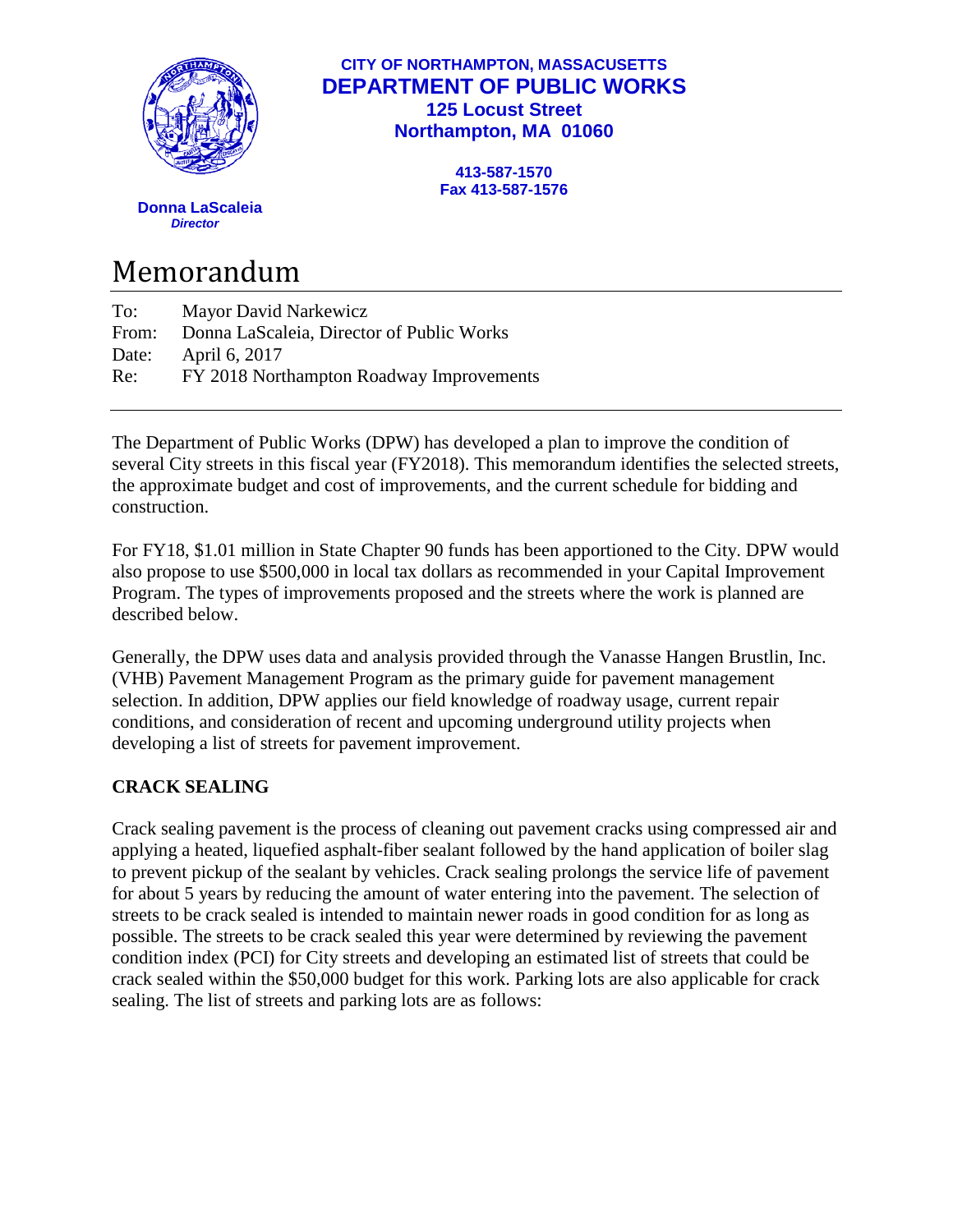**CITY OF NORTHAMPTON, MASSACUSETTS**
**DEPARTMENT OF PUBLIC WORKS**
**125 Locust Street**
**Northampton, MA 01060**

**413-587-1570**
**Fax 413-587-1576**

**Donna LaScaleia**
***Director***

# Memorandum

| | |
|---|---|
| To: | Mayor David Narkewicz |
| From: | Donna LaScaleia, Director of Public Works |
| Date: | April 6, 2017 |
| Re: | FY 2018 Northampton Roadway Improvements |

The Department of Public Works (DPW) has developed a plan to improve the condition of several City streets in this fiscal year (FY2018). This memorandum identifies the selected streets, the approximate budget and cost of improvements, and the current schedule for bidding and construction.

For FY18, $1.01 million in State Chapter 90 funds has been apportioned to the City. DPW would also propose to use $500,000 in local tax dollars as recommended in your Capital Improvement Program. The types of improvements proposed and the streets where the work is planned are described below.

Generally, the DPW uses data and analysis provided through the Vanasse Hangen Brustlin, Inc. (VHB) Pavement Management Program as the primary guide for pavement management selection. In addition, DPW applies our field knowledge of roadway usage, current repair conditions, and consideration of recent and upcoming underground utility projects when developing a list of streets for pavement improvement.

## CRACK SEALING

Crack sealing pavement is the process of cleaning out pavement cracks using compressed air and applying a heated, liquefied asphalt-fiber sealant followed by the hand application of boiler slag to prevent pickup of the sealant by vehicles. Crack sealing prolongs the service life of pavement for about 5 years by reducing the amount of water entering into the pavement. The selection of streets to be crack sealed is intended to maintain newer roads in good condition for as long as possible. The streets to be crack sealed this year were determined by reviewing the pavement condition index (PCI) for City streets and developing an estimated list of streets that could be crack sealed within the $50,000 budget for this work. Parking lots are also applicable for crack sealing. The list of streets and parking lots are as follows: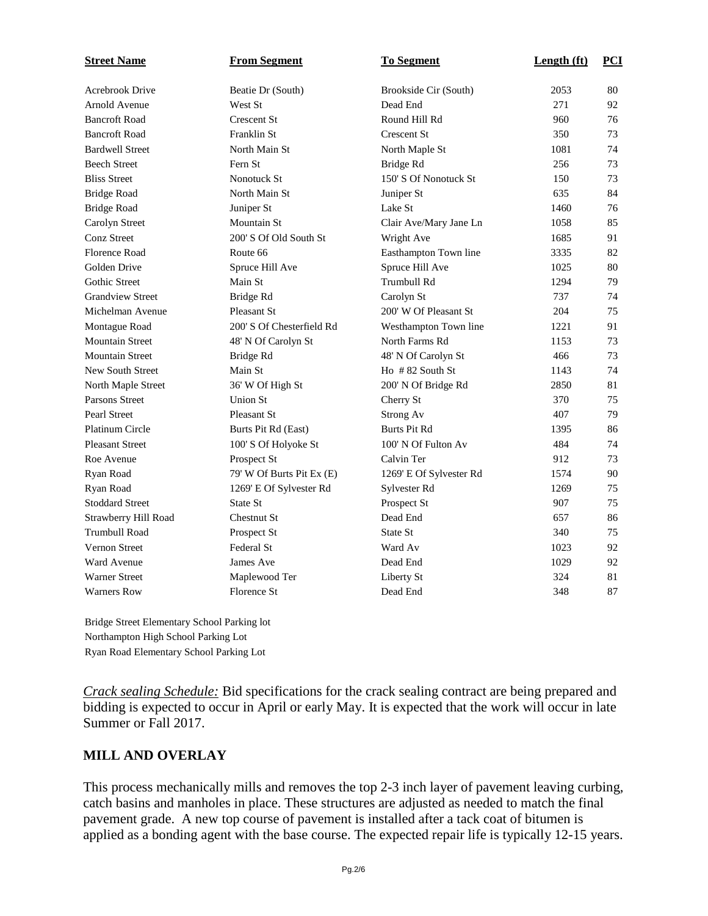| Street Name | From Segment | To Segment | Length (ft) | PCI |
|---|---|---|---|---|
| Acrebrook Drive | Beatie Dr (South) | Brookside Cir (South) | 2053 | 80 |
| Arnold Avenue | West St | Dead End | 271 | 92 |
| Bancroft Road | Crescent St | Round Hill Rd | 960 | 76 |
| Bancroft Road | Franklin St | Crescent St | 350 | 73 |
| Bardwell Street | North Main St | North Maple St | 1081 | 74 |
| Beech Street | Fern St | Bridge Rd | 256 | 73 |
| Bliss Street | Nonotuck St | 150' S Of Nonotuck St | 150 | 73 |
| Bridge Road | North Main St | Juniper St | 635 | 84 |
| Bridge Road | Juniper St | Lake St | 1460 | 76 |
| Carolyn Street | Mountain St | Clair Ave/Mary Jane Ln | 1058 | 85 |
| Conz Street | 200' S Of Old South St | Wright Ave | 1685 | 91 |
| Florence Road | Route 66 | Easthampton Town line | 3335 | 82 |
| Golden Drive | Spruce Hill Ave | Spruce Hill Ave | 1025 | 80 |
| Gothic Street | Main St | Trumbull Rd | 1294 | 79 |
| Grandview Street | Bridge Rd | Carolyn St | 737 | 74 |
| Michelman Avenue | Pleasant St | 200' W Of Pleasant St | 204 | 75 |
| Montague Road | 200' S Of Chesterfield Rd | Westhampton Town line | 1221 | 91 |
| Mountain Street | 48' N Of Carolyn St | North Farms Rd | 1153 | 73 |
| Mountain Street | Bridge Rd | 48' N Of Carolyn St | 466 | 73 |
| New South Street | Main St | Ho # 82 South St | 1143 | 74 |
| North Maple Street | 36' W Of High St | 200' N Of Bridge Rd | 2850 | 81 |
| Parsons Street | Union St | Cherry St | 370 | 75 |
| Pearl Street | Pleasant St | Strong Av | 407 | 79 |
| Platinum Circle | Burts Pit Rd (East) | Burts Pit Rd | 1395 | 86 |
| Pleasant Street | 100' S Of Holyoke St | 100' N Of Fulton Av | 484 | 74 |
| Roe Avenue | Prospect St | Calvin Ter | 912 | 73 |
| Ryan Road | 79' W Of Burts Pit Ex (E) | 1269' E Of Sylvester Rd | 1574 | 90 |
| Ryan Road | 1269' E Of Sylvester Rd | Sylvester Rd | 1269 | 75 |
| Stoddard Street | State St | Prospect St | 907 | 75 |
| Strawberry Hill Road | Chestnut St | Dead End | 657 | 86 |
| Trumbull Road | Prospect St | State St | 340 | 75 |
| Vernon Street | Federal St | Ward Av | 1023 | 92 |
| Ward Avenue | James Ave | Dead End | 1029 | 92 |
| Warner Street | Maplewood Ter | Liberty St | 324 | 81 |
| Warners Row | Florence St | Dead End | 348 | 87 |

Bridge Street Elementary School Parking lot
Northampton High School Parking Lot
Ryan Road Elementary School Parking Lot

*Crack sealing Schedule:* Bid specifications for the crack sealing contract are being prepared and bidding is expected to occur in April or early May. It is expected that the work will occur in late Summer or Fall 2017.

## MILL AND OVERLAY

This process mechanically mills and removes the top 2-3 inch layer of pavement leaving curbing, catch basins and manholes in place. These structures are adjusted as needed to match the final pavement grade. A new top course of pavement is installed after a tack coat of bitumen is applied as a bonding agent with the base course. The expected repair life is typically 12-15 years.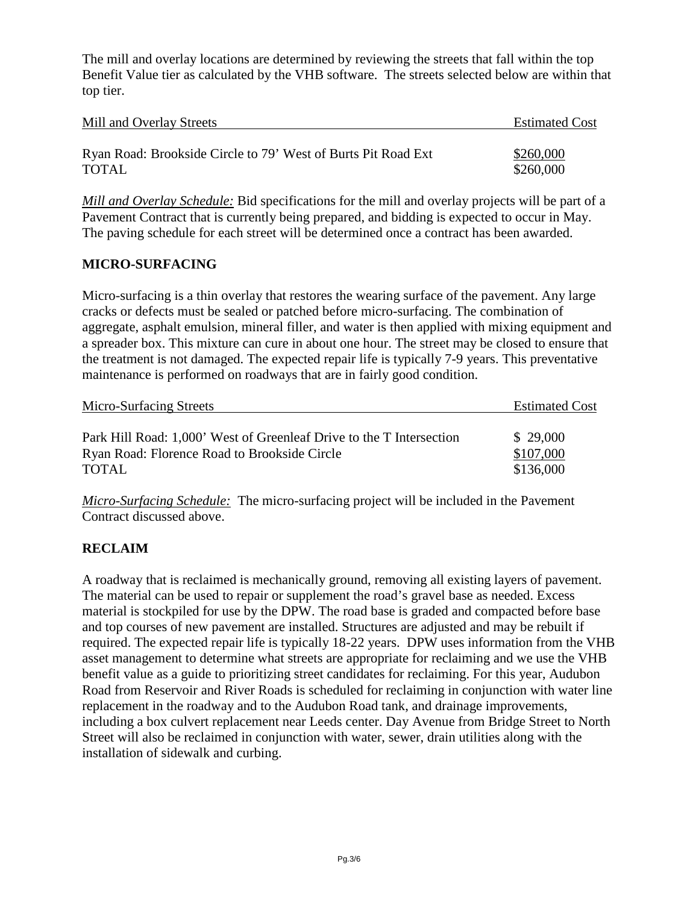The mill and overlay locations are determined by reviewing the streets that fall within the top Benefit Value tier as calculated by the VHB software. The streets selected below are within that top tier.

| Mill and Overlay Streets | Estimated Cost |
|---|---|
| Ryan Road: Brookside Circle to 79' West of Burts Pit Road Ext | $260,000 |
| TOTAL | $260,000 |

*Mill and Overlay Schedule:* Bid specifications for the mill and overlay projects will be part of a Pavement Contract that is currently being prepared, and bidding is expected to occur in May. The paving schedule for each street will be determined once a contract has been awarded.

## MICRO-SURFACING

Micro-surfacing is a thin overlay that restores the wearing surface of the pavement. Any large cracks or defects must be sealed or patched before micro-surfacing. The combination of aggregate, asphalt emulsion, mineral filler, and water is then applied with mixing equipment and a spreader box. This mixture can cure in about one hour. The street may be closed to ensure that the treatment is not damaged. The expected repair life is typically 7-9 years. This preventative maintenance is performed on roadways that are in fairly good condition.

| Micro-Surfacing Streets | Estimated Cost |
|---|---|
| Park Hill Road: 1,000' West of Greenleaf Drive to the T Intersection | $ 29,000 |
| Ryan Road: Florence Road to Brookside Circle | $107,000 |
| TOTAL | $136,000 |

*Micro-Surfacing Schedule:* The micro-surfacing project will be included in the Pavement Contract discussed above.

## RECLAIM

A roadway that is reclaimed is mechanically ground, removing all existing layers of pavement. The material can be used to repair or supplement the road's gravel base as needed. Excess material is stockpiled for use by the DPW. The road base is graded and compacted before base and top courses of new pavement are installed. Structures are adjusted and may be rebuilt if required. The expected repair life is typically 18-22 years. DPW uses information from the VHB asset management to determine what streets are appropriate for reclaiming and we use the VHB benefit value as a guide to prioritizing street candidates for reclaiming. For this year, Audubon Road from Reservoir and River Roads is scheduled for reclaiming in conjunction with water line replacement in the roadway and to the Audubon Road tank, and drainage improvements, including a box culvert replacement near Leeds center. Day Avenue from Bridge Street to North Street will also be reclaimed in conjunction with water, sewer, drain utilities along with the installation of sidewalk and curbing.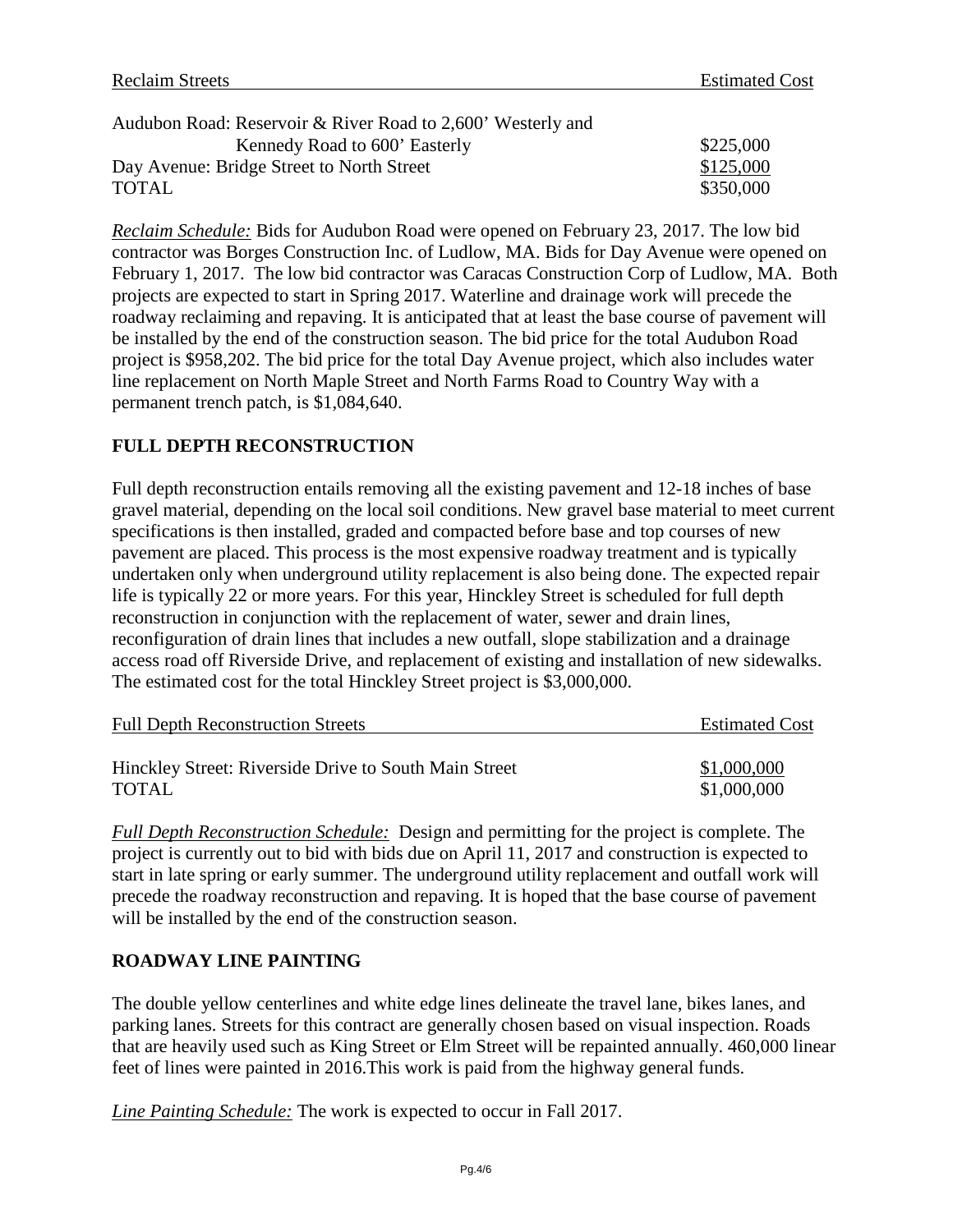| Reclaim Streets | Estimated Cost |
|---|---|
| Audubon Road: Reservoir & River Road to 2,600' Westerly and Kennedy Road to 600' Easterly | \$225,000 |
| Day Avenue: Bridge Street to North Street | \$125,000 |
| TOTAL | \$350,000 |

*Reclaim Schedule:* Bids for Audubon Road were opened on February 23, 2017. The low bid contractor was Borges Construction Inc. of Ludlow, MA. Bids for Day Avenue were opened on February 1, 2017. The low bid contractor was Caracas Construction Corp of Ludlow, MA. Both projects are expected to start in Spring 2017. Waterline and drainage work will precede the roadway reclaiming and repaving. It is anticipated that at least the base course of pavement will be installed by the end of the construction season. The bid price for the total Audubon Road project is \$958,202. The bid price for the total Day Avenue project, which also includes water line replacement on North Maple Street and North Farms Road to Country Way with a permanent trench patch, is \$1,084,640.

## FULL DEPTH RECONSTRUCTION

Full depth reconstruction entails removing all the existing pavement and 12-18 inches of base gravel material, depending on the local soil conditions. New gravel base material to meet current specifications is then installed, graded and compacted before base and top courses of new pavement are placed. This process is the most expensive roadway treatment and is typically undertaken only when underground utility replacement is also being done. The expected repair life is typically 22 or more years. For this year, Hinckley Street is scheduled for full depth reconstruction in conjunction with the replacement of water, sewer and drain lines, reconfiguration of drain lines that includes a new outfall, slope stabilization and a drainage access road off Riverside Drive, and replacement of existing and installation of new sidewalks. The estimated cost for the total Hinckley Street project is \$3,000,000.

| Full Depth Reconstruction Streets | Estimated Cost |
|---|---|
| Hinckley Street: Riverside Drive to South Main Street | \$1,000,000 |
| TOTAL | \$1,000,000 |

*Full Depth Reconstruction Schedule:* Design and permitting for the project is complete. The project is currently out to bid with bids due on April 11, 2017 and construction is expected to start in late spring or early summer. The underground utility replacement and outfall work will precede the roadway reconstruction and repaving. It is hoped that the base course of pavement will be installed by the end of the construction season.

## ROADWAY LINE PAINTING

The double yellow centerlines and white edge lines delineate the travel lane, bikes lanes, and parking lanes. Streets for this contract are generally chosen based on visual inspection. Roads that are heavily used such as King Street or Elm Street will be repainted annually. 460,000 linear feet of lines were painted in 2016.This work is paid from the highway general funds.

*Line Painting Schedule:* The work is expected to occur in Fall 2017.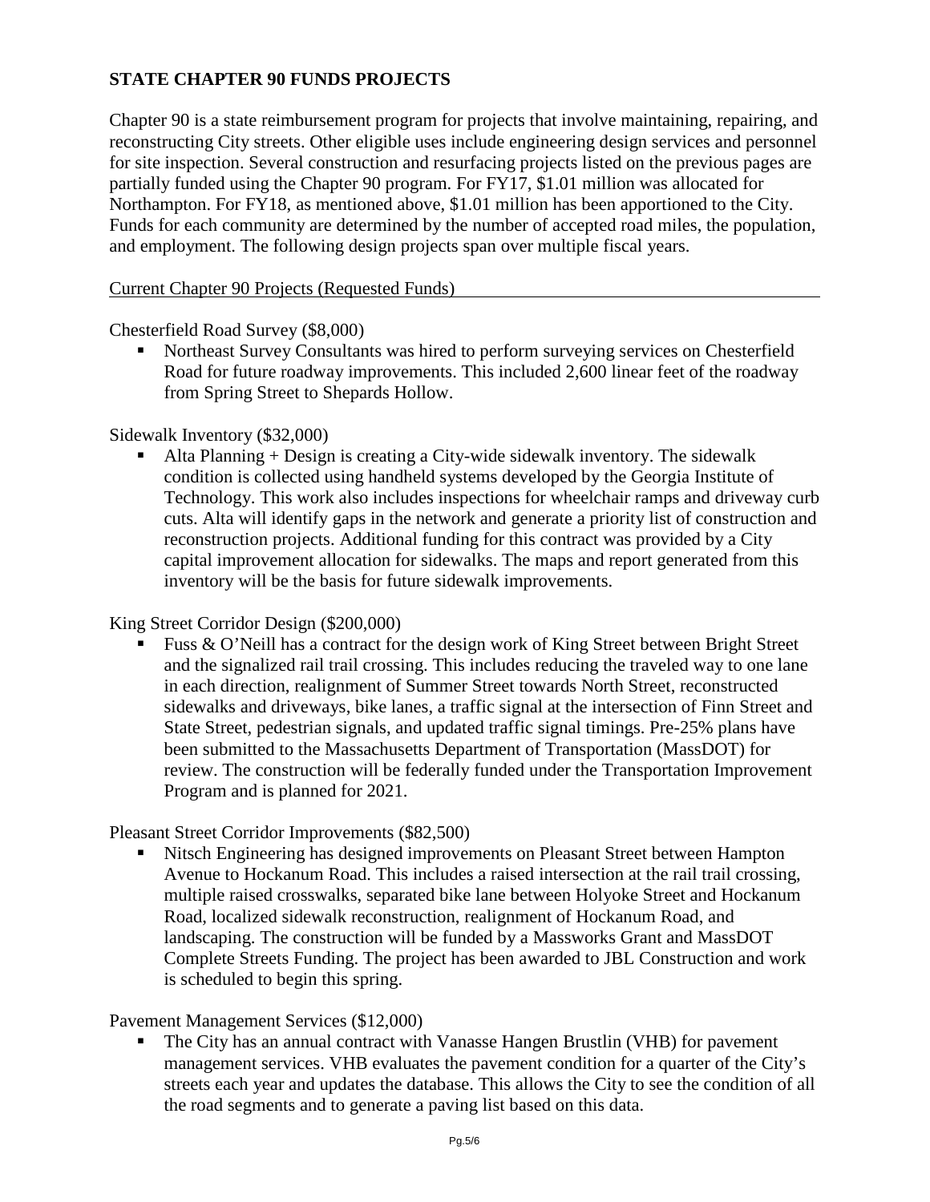## STATE CHAPTER 90 FUNDS PROJECTS

Chapter 90 is a state reimbursement program for projects that involve maintaining, repairing, and reconstructing City streets. Other eligible uses include engineering design services and personnel for site inspection. Several construction and resurfacing projects listed on the previous pages are partially funded using the Chapter 90 program. For FY17, $1.01 million was allocated for Northampton. For FY18, as mentioned above, $1.01 million has been apportioned to the City. Funds for each community are determined by the number of accepted road miles, the population, and employment. The following design projects span over multiple fiscal years.

<u>Current Chapter 90 Projects (Requested Funds)</u>

Chesterfield Road Survey ($8,000)

- Northeast Survey Consultants was hired to perform surveying services on Chesterfield Road for future roadway improvements. This included 2,600 linear feet of the roadway from Spring Street to Shepards Hollow.

Sidewalk Inventory ($32,000)

- Alta Planning + Design is creating a City-wide sidewalk inventory. The sidewalk condition is collected using handheld systems developed by the Georgia Institute of Technology. This work also includes inspections for wheelchair ramps and driveway curb cuts. Alta will identify gaps in the network and generate a priority list of construction and reconstruction projects. Additional funding for this contract was provided by a City capital improvement allocation for sidewalks. The maps and report generated from this inventory will be the basis for future sidewalk improvements.

King Street Corridor Design ($200,000)

- Fuss & O'Neill has a contract for the design work of King Street between Bright Street and the signalized rail trail crossing. This includes reducing the traveled way to one lane in each direction, realignment of Summer Street towards North Street, reconstructed sidewalks and driveways, bike lanes, a traffic signal at the intersection of Finn Street and State Street, pedestrian signals, and updated traffic signal timings. Pre-25% plans have been submitted to the Massachusetts Department of Transportation (MassDOT) for review. The construction will be federally funded under the Transportation Improvement Program and is planned for 2021.

Pleasant Street Corridor Improvements ($82,500)

- Nitsch Engineering has designed improvements on Pleasant Street between Hampton Avenue to Hockanum Road. This includes a raised intersection at the rail trail crossing, multiple raised crosswalks, separated bike lane between Holyoke Street and Hockanum Road, localized sidewalk reconstruction, realignment of Hockanum Road, and landscaping. The construction will be funded by a Massworks Grant and MassDOT Complete Streets Funding. The project has been awarded to JBL Construction and work is scheduled to begin this spring.

Pavement Management Services ($12,000)

- The City has an annual contract with Vanasse Hangen Brustlin (VHB) for pavement management services. VHB evaluates the pavement condition for a quarter of the City's streets each year and updates the database. This allows the City to see the condition of all the road segments and to generate a paving list based on this data.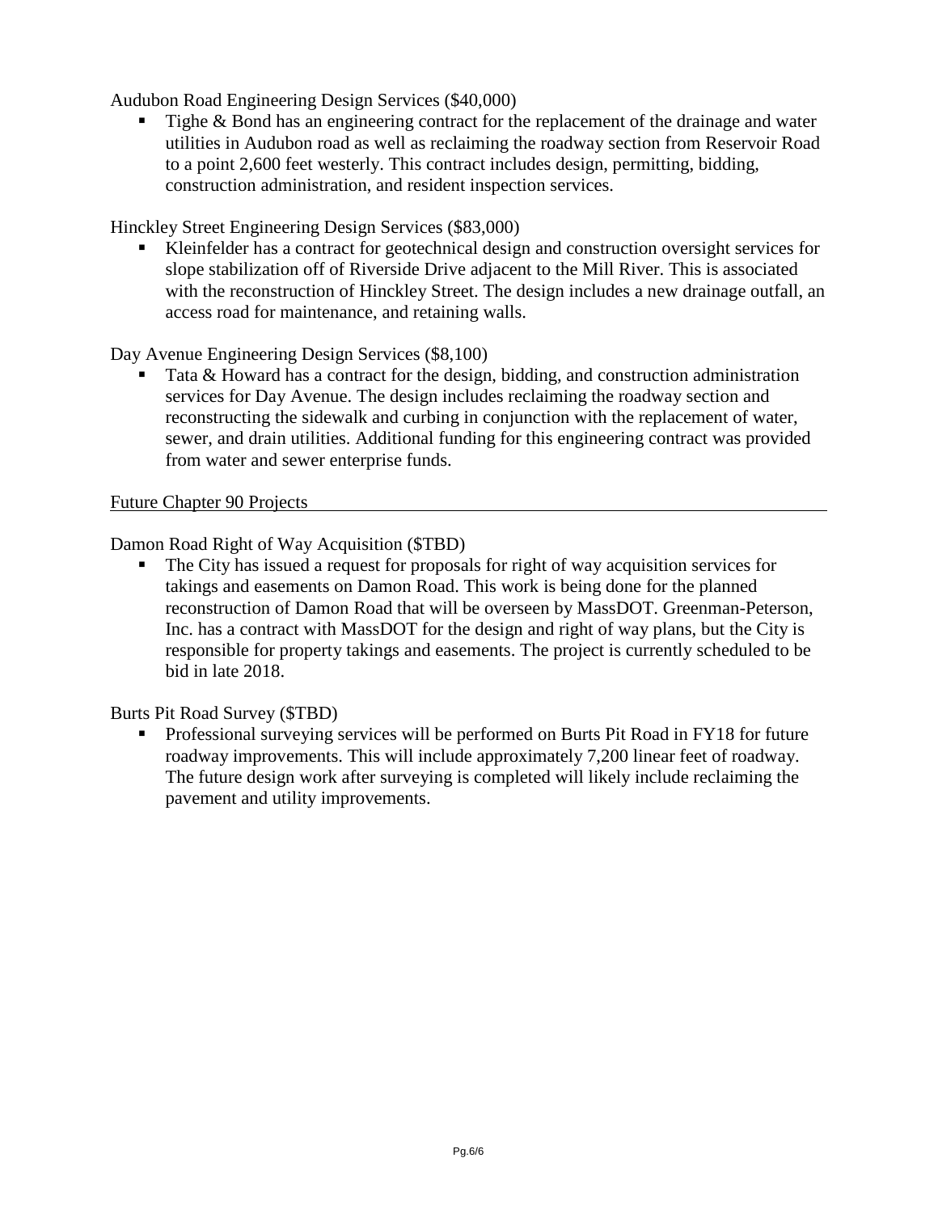Audubon Road Engineering Design Services ($40,000)

- Tighe & Bond has an engineering contract for the replacement of the drainage and water utilities in Audubon road as well as reclaiming the roadway section from Reservoir Road to a point 2,600 feet westerly. This contract includes design, permitting, bidding, construction administration, and resident inspection services.

Hinckley Street Engineering Design Services ($83,000)

- Kleinfelder has a contract for geotechnical design and construction oversight services for slope stabilization off of Riverside Drive adjacent to the Mill River. This is associated with the reconstruction of Hinckley Street. The design includes a new drainage outfall, an access road for maintenance, and retaining walls.

Day Avenue Engineering Design Services ($8,100)

- Tata & Howard has a contract for the design, bidding, and construction administration services for Day Avenue. The design includes reclaiming the roadway section and reconstructing the sidewalk and curbing in conjunction with the replacement of water, sewer, and drain utilities. Additional funding for this engineering contract was provided from water and sewer enterprise funds.

## Future Chapter 90 Projects

Damon Road Right of Way Acquisition ($TBD)

- The City has issued a request for proposals for right of way acquisition services for takings and easements on Damon Road. This work is being done for the planned reconstruction of Damon Road that will be overseen by MassDOT. Greenman-Peterson, Inc. has a contract with MassDOT for the design and right of way plans, but the City is responsible for property takings and easements. The project is currently scheduled to be bid in late 2018.

Burts Pit Road Survey ($TBD)

- Professional surveying services will be performed on Burts Pit Road in FY18 for future roadway improvements. This will include approximately 7,200 linear feet of roadway. The future design work after surveying is completed will likely include reclaiming the pavement and utility improvements.